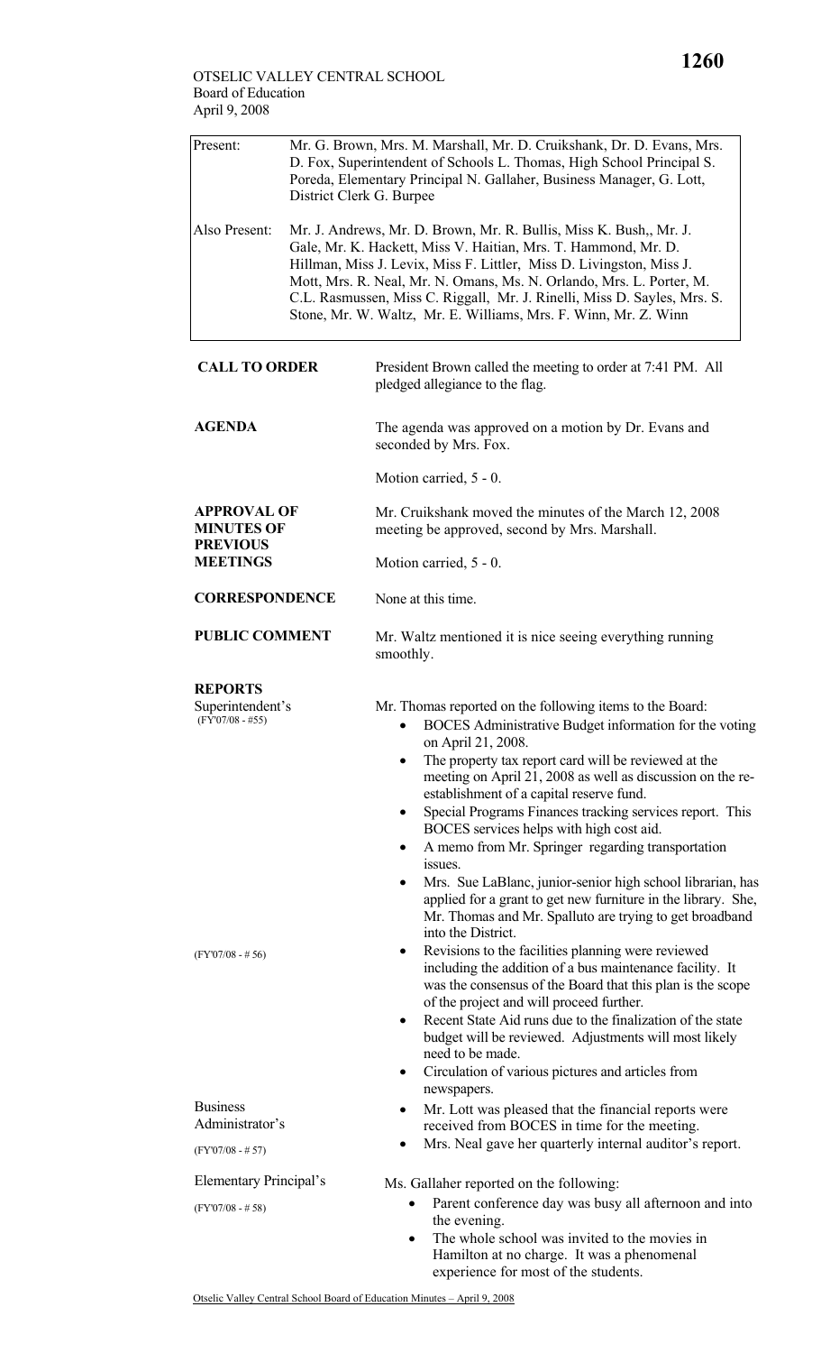OTSELIC VALLEY CENTRAL SCHOOL
Board of Education
April 9, 2008

| | |
|---|---|
| Present: | Mr. G. Brown, Mrs. M. Marshall, Mr. D. Cruikshank, Dr. D. Evans, Mrs. D. Fox, Superintendent of Schools L. Thomas, High School Principal S. Poreda, Elementary Principal N. Gallaher, Business Manager, G. Lott, District Clerk G. Burpee |
| Also Present: | Mr. J. Andrews, Mr. D. Brown, Mr. R. Bullis, Miss K. Bush,, Mr. J. Gale, Mr. K. Hackett, Miss V. Haitian, Mrs. T. Hammond, Mr. D. Hillman, Miss J. Levix, Miss F. Littler, Miss D. Livingston, Miss J. Mott, Mrs. R. Neal, Mr. N. Omans, Ms. N. Orlando, Mrs. L. Porter, M. C.L. Rasmussen, Miss C. Riggall, Mr. J. Rinelli, Miss D. Sayles, Mrs. S. Stone, Mr. W. Waltz, Mr. E. Williams, Mrs. F. Winn, Mr. Z. Winn |

**CALL TO ORDER**

President Brown called the meeting to order at 7:41 PM. All pledged allegiance to the flag.

**AGENDA**

The agenda was approved on a motion by Dr. Evans and seconded by Mrs. Fox.

Motion carried, 5 - 0.

**APPROVAL OF MINUTES OF PREVIOUS MEETINGS**

Mr. Cruikshank moved the minutes of the March 12, 2008 meeting be approved, second by Mrs. Marshall.

Motion carried, 5 - 0.

**CORRESPONDENCE**

None at this time.

**PUBLIC COMMENT**

Mr. Waltz mentioned it is nice seeing everything running smoothly.

**REPORTS**

Superintendent's (FY'07/08 - #55)

Mr. Thomas reported on the following items to the Board:

- BOCES Administrative Budget information for the voting on April 21, 2008.
- The property tax report card will be reviewed at the meeting on April 21, 2008 as well as discussion on the re-establishment of a capital reserve fund.
- Special Programs Finances tracking services report. This BOCES services helps with high cost aid.
- A memo from Mr. Springer regarding transportation issues.
- Mrs. Sue LaBlanc, junior-senior high school librarian, has applied for a grant to get new furniture in the library. She, Mr. Thomas and Mr. Spalluto are trying to get broadband into the District.

(FY'07/08 - # 56)

- Revisions to the facilities planning were reviewed including the addition of a bus maintenance facility. It was the consensus of the Board that this plan is the scope of the project and will proceed further.
- Recent State Aid runs due to the finalization of the state budget will be reviewed. Adjustments will most likely need to be made.
- Circulation of various pictures and articles from newspapers.

Business Administrator's (FY'07/08 - # 57)

- Mr. Lott was pleased that the financial reports were received from BOCES in time for the meeting.
- Mrs. Neal gave her quarterly internal auditor's report.

Elementary Principal's (FY'07/08 - # 58)

Ms. Gallaher reported on the following:

- Parent conference day was busy all afternoon and into the evening.
- The whole school was invited to the movies in Hamilton at no charge. It was a phenomenal experience for most of the students.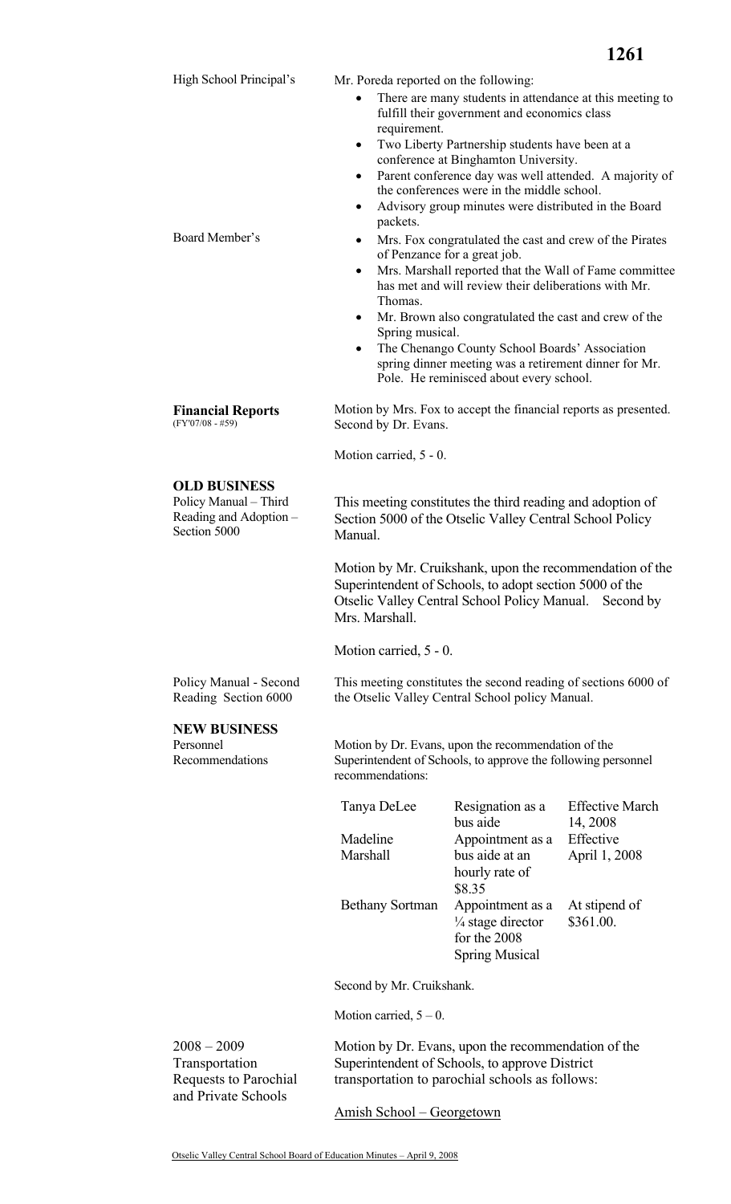High School Principal's

Mr. Poreda reported on the following:

- There are many students in attendance at this meeting to fulfill their government and economics class requirement.
- Two Liberty Partnership students have been at a conference at Binghamton University.
- Parent conference day was well attended. A majority of the conferences were in the middle school.
- Advisory group minutes were distributed in the Board packets.

Board Member's

- Mrs. Fox congratulated the cast and crew of the Pirates of Penzance for a great job.
- Mrs. Marshall reported that the Wall of Fame committee has met and will review their deliberations with Mr. Thomas.
- Mr. Brown also congratulated the cast and crew of the Spring musical.
- The Chenango County School Boards' Association spring dinner meeting was a retirement dinner for Mr. Pole. He reminisced about every school.

**Financial Reports**
(FY'07/08 - #59)

Motion by Mrs. Fox to accept the financial reports as presented. Second by Dr. Evans.

Motion carried, 5 - 0.

**OLD BUSINESS**

Policy Manual – Third Reading and Adoption – Section 5000

This meeting constitutes the third reading and adoption of Section 5000 of the Otselic Valley Central School Policy Manual.

Motion by Mr. Cruikshank, upon the recommendation of the Superintendent of Schools, to adopt section 5000 of the Otselic Valley Central School Policy Manual. Second by Mrs. Marshall.

Motion carried, 5 - 0.

Policy Manual - Second Reading Section 6000

This meeting constitutes the second reading of sections 6000 of the Otselic Valley Central School policy Manual.

**NEW BUSINESS**

Personnel Recommendations

Motion by Dr. Evans, upon the recommendation of the Superintendent of Schools, to approve the following personnel recommendations:

| | | |
|---|---|---|
| Tanya DeLee | Resignation as a bus aide | Effective March 14, 2008 |
| Madeline Marshall | Appointment as a bus aide at an hourly rate of $8.35 | Effective April 1, 2008 |
| Bethany Sortman | Appointment as a ¼ stage director for the 2008 Spring Musical | At stipend of $361.00. |

Second by Mr. Cruikshank.

Motion carried, 5 – 0.

2008 – 2009 Transportation Requests to Parochial and Private Schools

Motion by Dr. Evans, upon the recommendation of the Superintendent of Schools, to approve District transportation to parochial schools as follows:

Amish School – Georgetown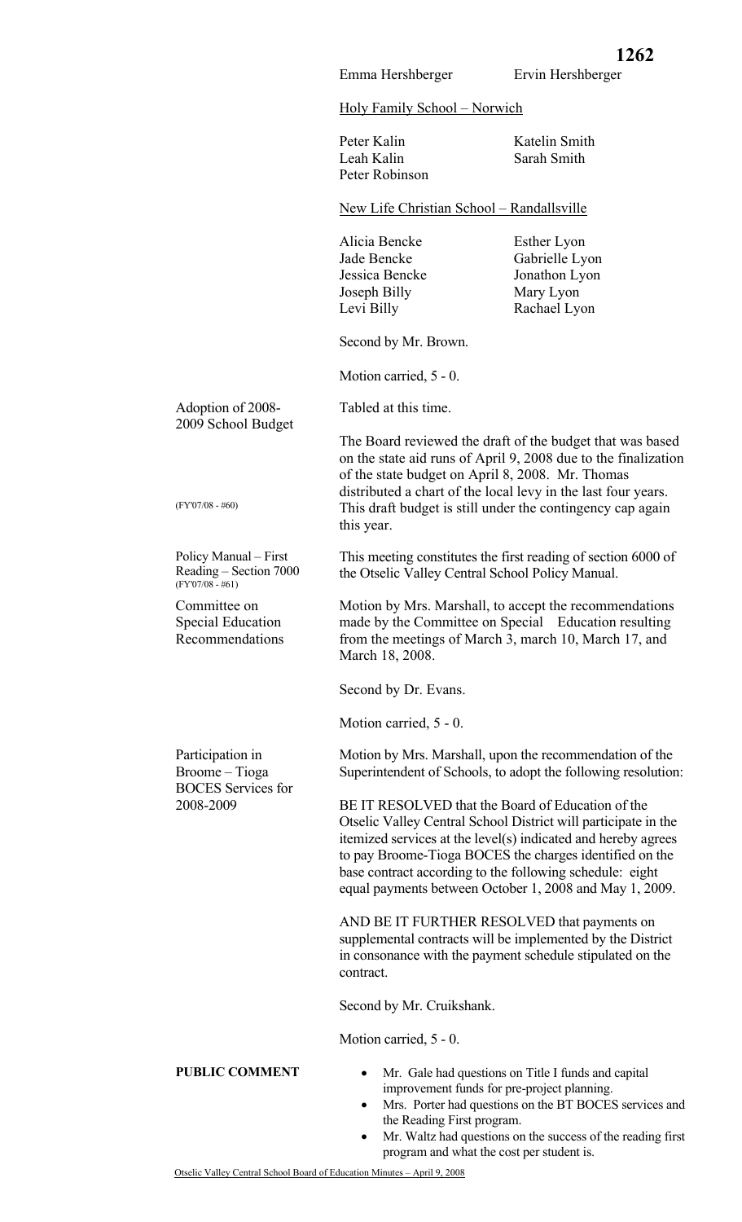Emma Hershberger | Ervin Hershberger

Holy Family School – Norwich

Peter Kalin
Leah Kalin
Peter Robinson
Katelin Smith
Sarah Smith

New Life Christian School – Randallsville

Alicia Bencke
Jade Bencke
Jessica Bencke
Joseph Billy
Levi Billy
Esther Lyon
Gabrielle Lyon
Jonathon Lyon
Mary Lyon
Rachael Lyon

Second by Mr. Brown.

Motion carried, 5 - 0.

**Adoption of 2008-2009 School Budget**

(FY'07/08 - #60)

Tabled at this time.

The Board reviewed the draft of the budget that was based on the state aid runs of April 9, 2008 due to the finalization of the state budget on April 8, 2008. Mr. Thomas distributed a chart of the local levy in the last four years. This draft budget is still under the contingency cap again this year.

**Policy Manual – First Reading – Section 7000**
(FY'07/08 - #61)

This meeting constitutes the first reading of section 6000 of the Otselic Valley Central School Policy Manual.

**Committee on Special Education Recommendations**

Motion by Mrs. Marshall, to accept the recommendations made by the Committee on Special Education resulting from the meetings of March 3, march 10, March 17, and March 18, 2008.

Second by Dr. Evans.

Motion carried, 5 - 0.

**Participation in Broome – Tioga BOCES Services for 2008-2009**

Motion by Mrs. Marshall, upon the recommendation of the Superintendent of Schools, to adopt the following resolution:

BE IT RESOLVED that the Board of Education of the Otselic Valley Central School District will participate in the itemized services at the level(s) indicated and hereby agrees to pay Broome-Tioga BOCES the charges identified on the base contract according to the following schedule: eight equal payments between October 1, 2008 and May 1, 2009.

AND BE IT FURTHER RESOLVED that payments on supplemental contracts will be implemented by the District in consonance with the payment schedule stipulated on the contract.

Second by Mr. Cruikshank.

Motion carried, 5 - 0.

**PUBLIC COMMENT**

- Mr. Gale had questions on Title I funds and capital improvement funds for pre-project planning.
- Mrs. Porter had questions on the BT BOCES services and the Reading First program.
- Mr. Waltz had questions on the success of the reading first program and what the cost per student is.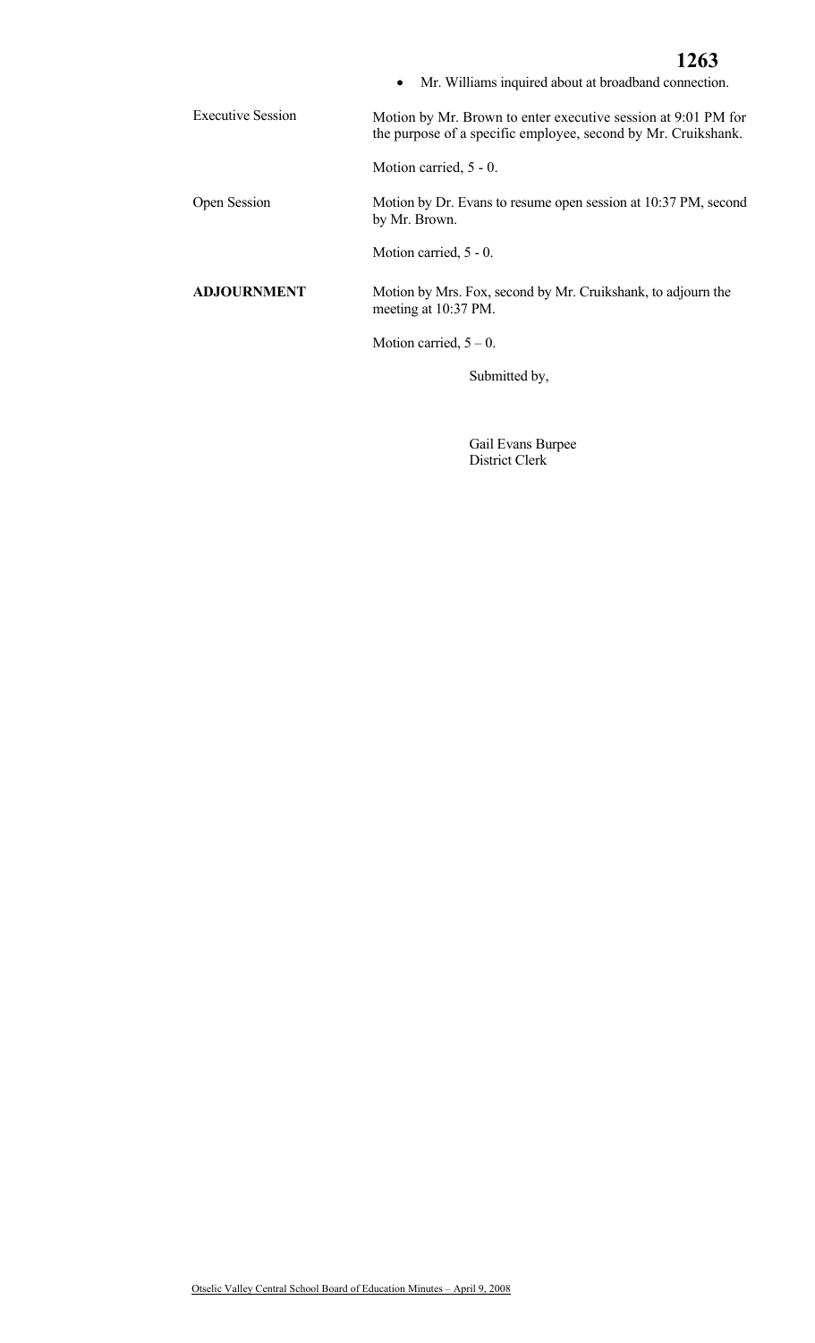- Mr. Williams inquired about at broadband connection.

Executive Session

Motion by Mr. Brown to enter executive session at 9:01 PM for the purpose of a specific employee, second by Mr. Cruikshank.

Motion carried, 5 - 0.

Open Session

Motion by Dr. Evans to resume open session at 10:37 PM, second by Mr. Brown.

Motion carried, 5 - 0.

**ADJOURNMENT**

Motion by Mrs. Fox, second by Mr. Cruikshank, to adjourn the meeting at 10:37 PM.

Motion carried, 5 – 0.

Submitted by,

Gail Evans Burpee
District Clerk